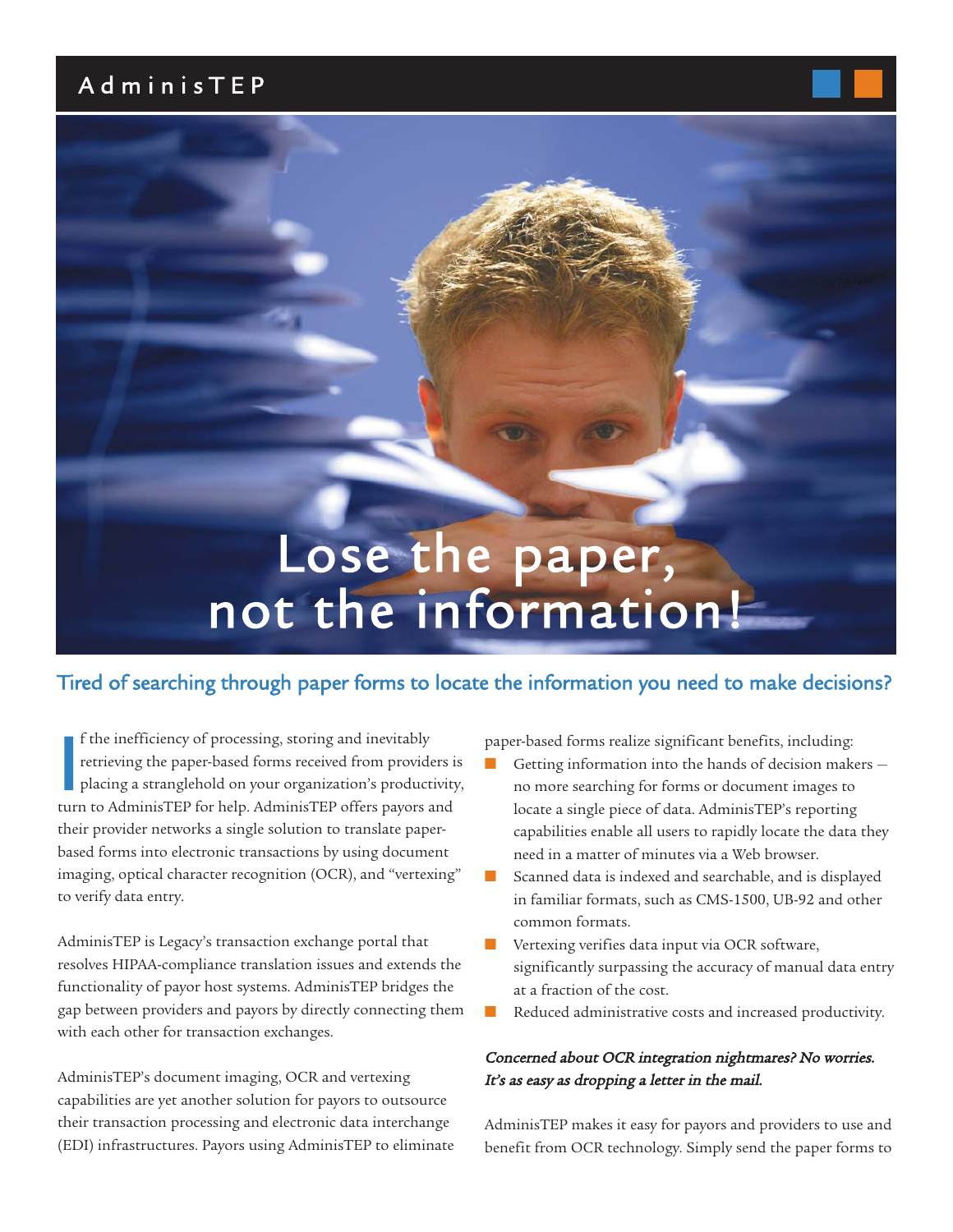# AdminisTEP

# Lose the paper, not the information!

## Tired of searching through paper forms to locate the information you need to make decisions?

If the inefficiency of processing, storing and inevitably retrieving the paper-based forms received from providers is placing a stranglehold on your organization's productivity, turn to AdminisTEP for help. AdminisTEP offers payors and their provider networks a single solution to translate paper-based forms into electronic transactions by using document imaging, optical character recognition (OCR), and "vertexing" to verify data entry.

AdminisTEP is Legacy's transaction exchange portal that resolves HIPAA-compliance translation issues and extends the functionality of payor host systems. AdminisTEP bridges the gap between providers and payors by directly connecting them with each other for transaction exchanges.

AdminisTEP's document imaging, OCR and vertexing capabilities are yet another solution for payors to outsource their transaction processing and electronic data interchange (EDI) infrastructures. Payors using AdminisTEP to eliminate paper-based forms realize significant benefits, including:

- Getting information into the hands of decision makers — no more searching for forms or document images to locate a single piece of data. AdminisTEP's reporting capabilities enable all users to rapidly locate the data they need in a matter of minutes via a Web browser.
- Scanned data is indexed and searchable, and is displayed in familiar formats, such as CMS-1500, UB-92 and other common formats.
- Vertexing verifies data input via OCR software, significantly surpassing the accuracy of manual data entry at a fraction of the cost.
- Reduced administrative costs and increased productivity.

***Concerned about OCR integration nightmares? No worries. It's as easy as dropping a letter in the mail.***

AdminisTEP makes it easy for payors and providers to use and benefit from OCR technology. Simply send the paper forms to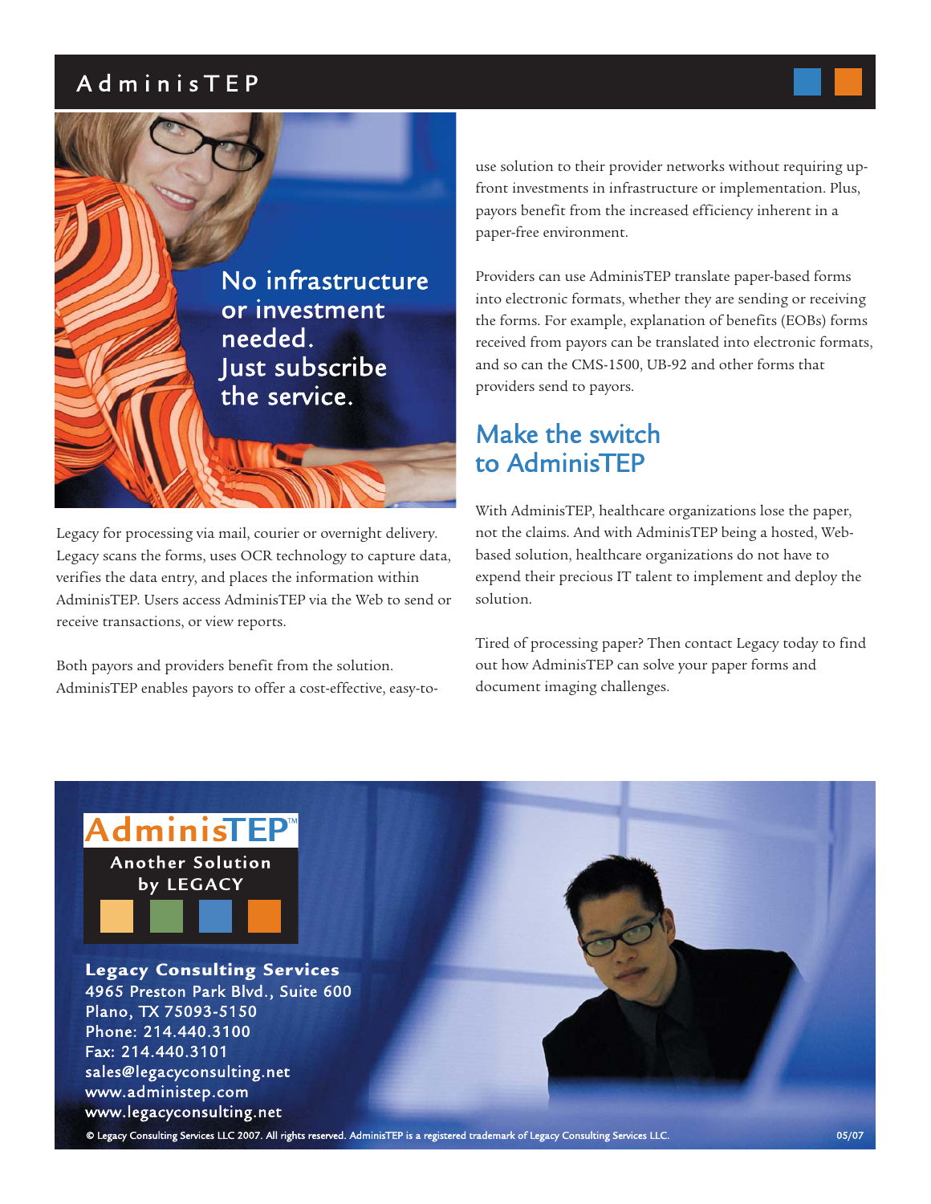No infrastructure or investment needed. Just subscribe the service.

Legacy for processing via mail, courier or overnight delivery. Legacy scans the forms, uses OCR technology to capture data, verifies the data entry, and places the information within AdminisTEP. Users access AdminisTEP via the Web to send or receive transactions, or view reports.

Both payors and providers benefit from the solution. AdminisTEP enables payors to offer a cost-effective, easy-to-use solution to their provider networks without requiring up-front investments in infrastructure or implementation. Plus, payors benefit from the increased efficiency inherent in a paper-free environment.

Providers can use AdminisTEP translate paper-based forms into electronic formats, whether they are sending or receiving the forms. For example, explanation of benefits (EOBs) forms received from payors can be translated into electronic formats, and so can the CMS-1500, UB-92 and other forms that providers send to payors.

## Make the switch to AdminisTEP

With AdminisTEP, healthcare organizations lose the paper, not the claims. And with AdminisTEP being a hosted, Web-based solution, healthcare organizations do not have to expend their precious IT talent to implement and deploy the solution.

Tired of processing paper? Then contact Legacy today to find out how AdminisTEP can solve your paper forms and document imaging challenges.

**AdminisTEP™**
Another Solution by LEGACY

**Legacy Consulting Services**
4965 Preston Park Blvd., Suite 600
Plano, TX 75093-5150
Phone: 214.440.3100
Fax: 214.440.3101
sales@legacyconsulting.net
www.administep.com
www.legacyconsulting.net

© Legacy Consulting Services LLC 2007. All rights reserved. AdminisTEP is a registered trademark of Legacy Consulting Services LLC. 05/07